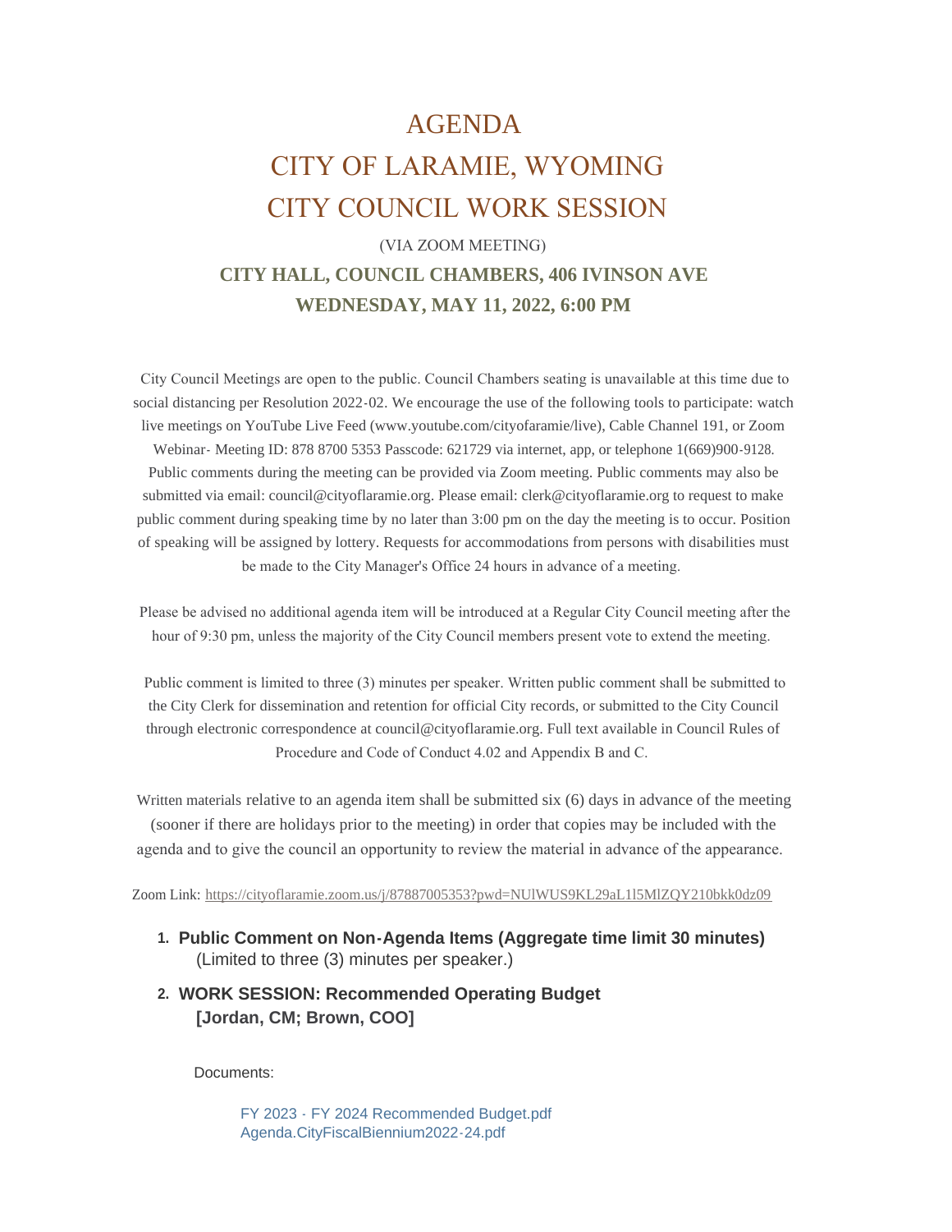# AGENDA
# CITY OF LARAMIE, WYOMING
# CITY COUNCIL WORK SESSION

(VIA ZOOM MEETING)

**CITY HALL, COUNCIL CHAMBERS, 406 IVINSON AVE**

**WEDNESDAY, MAY 11, 2022, 6:00 PM**

City Council Meetings are open to the public. Council Chambers seating is unavailable at this time due to social distancing per Resolution 2022-02. We encourage the use of the following tools to participate: watch live meetings on YouTube Live Feed (www.youtube.com/cityofaramie/live), Cable Channel 191, or Zoom Webinar- Meeting ID: 878 8700 5353 Passcode: 621729 via internet, app, or telephone 1(669)900-9128. Public comments during the meeting can be provided via Zoom meeting. Public comments may also be submitted via email: council@cityoflaramie.org. Please email: clerk@cityoflaramie.org to request to make public comment during speaking time by no later than 3:00 pm on the day the meeting is to occur. Position of speaking will be assigned by lottery. Requests for accommodations from persons with disabilities must be made to the City Manager's Office 24 hours in advance of a meeting.

Please be advised no additional agenda item will be introduced at a Regular City Council meeting after the hour of 9:30 pm, unless the majority of the City Council members present vote to extend the meeting.

Public comment is limited to three (3) minutes per speaker. Written public comment shall be submitted to the City Clerk for dissemination and retention for official City records, or submitted to the City Council through electronic correspondence at council@cityoflaramie.org. Full text available in Council Rules of Procedure and Code of Conduct 4.02 and Appendix B and C.

Written materials relative to an agenda item shall be submitted six (6) days in advance of the meeting (sooner if there are holidays prior to the meeting) in order that copies may be included with the agenda and to give the council an opportunity to review the material in advance of the appearance.

Zoom Link: https://cityoflaramie.zoom.us/j/87887005353?pwd=NUlWUS9KL29aL1l5MlZQY210bkk0dz09

1. **Public Comment on Non-Agenda Items (Aggregate time limit 30 minutes)**
   (Limited to three (3) minutes per speaker.)

2. **WORK SESSION: Recommended Operating Budget**
   **[Jordan, CM; Brown, COO]**

   Documents:

   FY 2023 - FY 2024 Recommended Budget.pdf
   Agenda.CityFiscalBiennium2022-24.pdf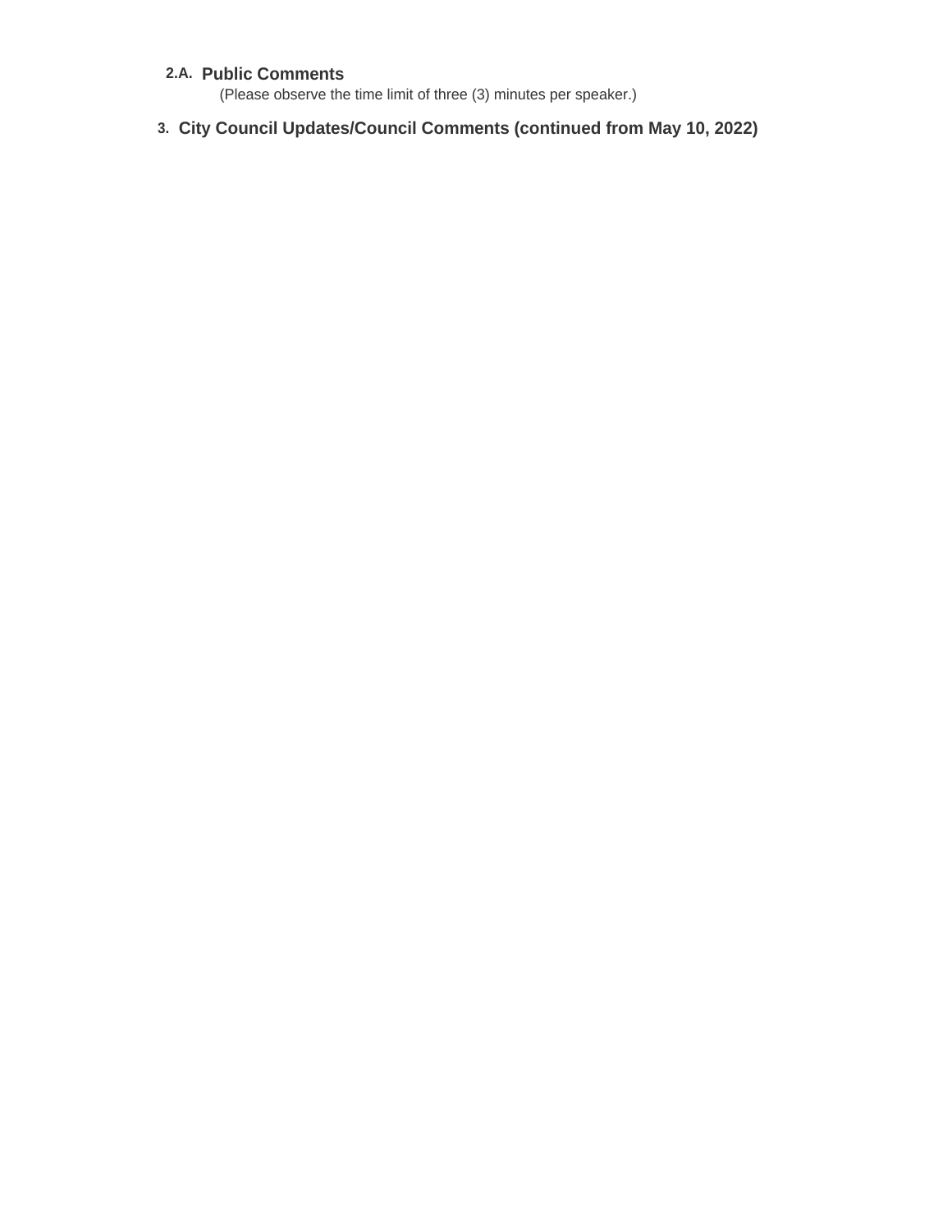**2.A. Public Comments**

(Please observe the time limit of three (3) minutes per speaker.)

**3. City Council Updates/Council Comments (continued from May 10, 2022)**